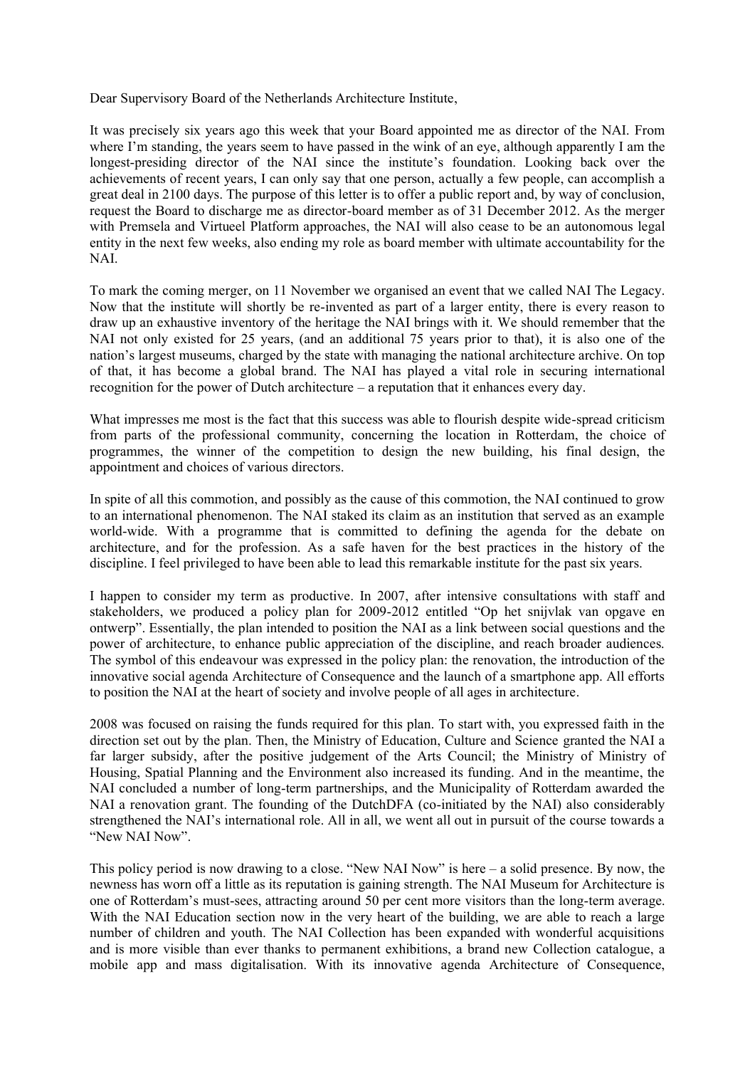Dear Supervisory Board of the Netherlands Architecture Institute,

It was precisely six years ago this week that your Board appointed me as director of the NAI. From where I'm standing, the years seem to have passed in the wink of an eye, although apparently I am the longest-presiding director of the NAI since the institute's foundation. Looking back over the achievements of recent years, I can only say that one person, actually a few people, can accomplish a great deal in 2100 days. The purpose of this letter is to offer a public report and, by way of conclusion, request the Board to discharge me as director-board member as of 31 December 2012. As the merger with Premsela and Virtueel Platform approaches, the NAI will also cease to be an autonomous legal entity in the next few weeks, also ending my role as board member with ultimate accountability for the NAI.

To mark the coming merger, on 11 November we organised an event that we called NAI The Legacy. Now that the institute will shortly be re-invented as part of a larger entity, there is every reason to draw up an exhaustive inventory of the heritage the NAI brings with it. We should remember that the NAI not only existed for 25 years, (and an additional 75 years prior to that), it is also one of the nation's largest museums, charged by the state with managing the national architecture archive. On top of that, it has become a global brand. The NAI has played a vital role in securing international recognition for the power of Dutch architecture – a reputation that it enhances every day.

What impresses me most is the fact that this success was able to flourish despite wide-spread criticism from parts of the professional community, concerning the location in Rotterdam, the choice of programmes, the winner of the competition to design the new building, his final design, the appointment and choices of various directors.

In spite of all this commotion, and possibly as the cause of this commotion, the NAI continued to grow to an international phenomenon. The NAI staked its claim as an institution that served as an example world-wide. With a programme that is committed to defining the agenda for the debate on architecture, and for the profession. As a safe haven for the best practices in the history of the discipline. I feel privileged to have been able to lead this remarkable institute for the past six years.

I happen to consider my term as productive. In 2007, after intensive consultations with staff and stakeholders, we produced a policy plan for 2009-2012 entitled "Op het snijvlak van opgave en ontwerp". Essentially, the plan intended to position the NAI as a link between social questions and the power of architecture, to enhance public appreciation of the discipline, and reach broader audiences. The symbol of this endeavour was expressed in the policy plan: the renovation, the introduction of the innovative social agenda Architecture of Consequence and the launch of a smartphone app. All efforts to position the NAI at the heart of society and involve people of all ages in architecture.

2008 was focused on raising the funds required for this plan. To start with, you expressed faith in the direction set out by the plan. Then, the Ministry of Education, Culture and Science granted the NAI a far larger subsidy, after the positive judgement of the Arts Council; the Ministry of Ministry of Housing, Spatial Planning and the Environment also increased its funding. And in the meantime, the NAI concluded a number of long-term partnerships, and the Municipality of Rotterdam awarded the NAI a renovation grant. The founding of the DutchDFA (co-initiated by the NAI) also considerably strengthened the NAI's international role. All in all, we went all out in pursuit of the course towards a "New NAI Now".

This policy period is now drawing to a close. "New NAI Now" is here – a solid presence. By now, the newness has worn off a little as its reputation is gaining strength. The NAI Museum for Architecture is one of Rotterdam's must-sees, attracting around 50 per cent more visitors than the long-term average. With the NAI Education section now in the very heart of the building, we are able to reach a large number of children and youth. The NAI Collection has been expanded with wonderful acquisitions and is more visible than ever thanks to permanent exhibitions, a brand new Collection catalogue, a mobile app and mass digitalisation. With its innovative agenda Architecture of Consequence,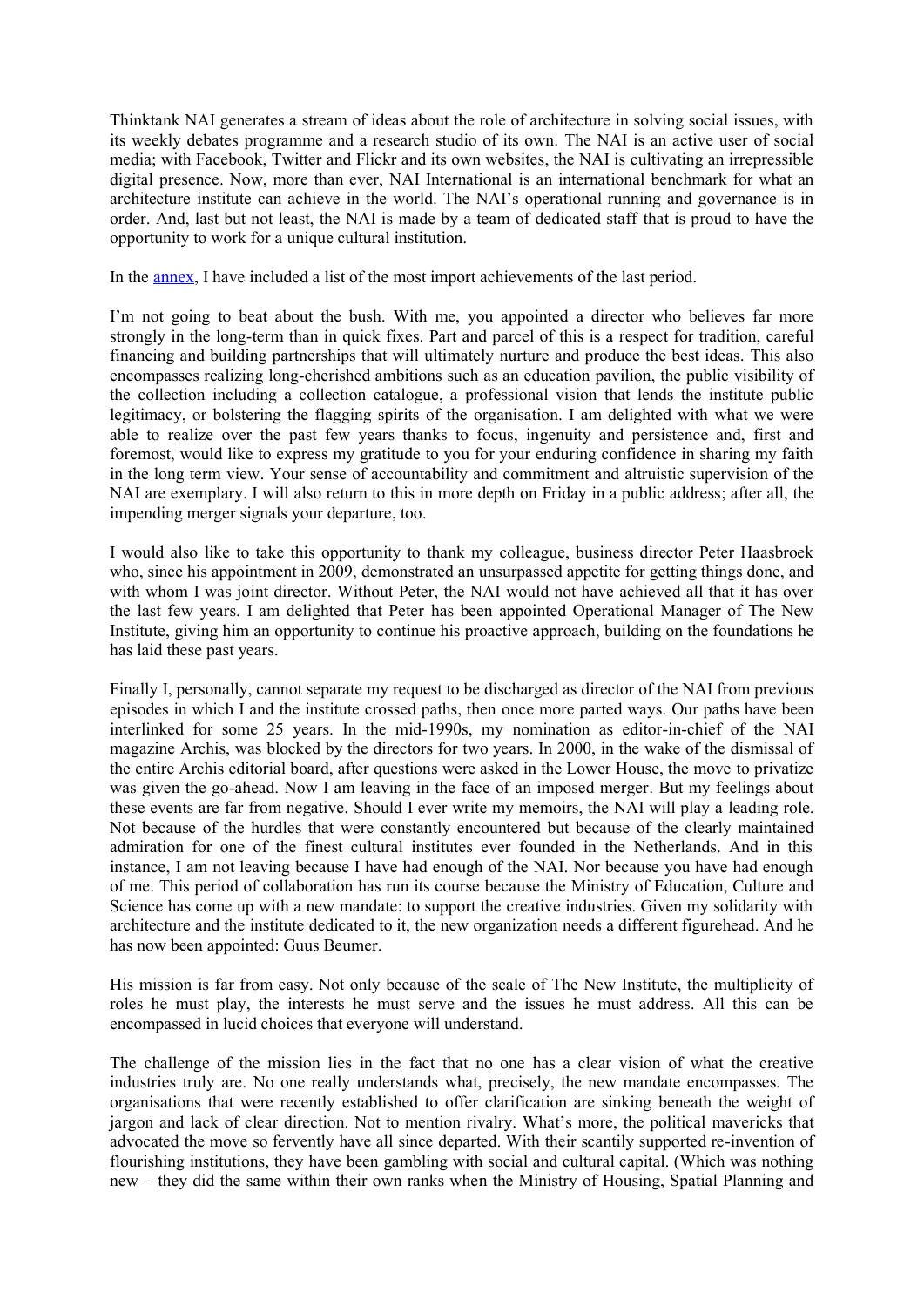Thinktank NAI generates a stream of ideas about the role of architecture in solving social issues, with its weekly debates programme and a research studio of its own. The NAI is an active user of social media; with Facebook, Twitter and Flickr and its own websites, the NAI is cultivating an irrepressible digital presence. Now, more than ever, NAI International is an international benchmark for what an architecture institute can achieve in the world. The NAI's operational running and governance is in order. And, last but not least, the NAI is made by a team of dedicated staff that is proud to have the opportunity to work for a unique cultural institution.

In the [annex](), I have included a list of the most import achievements of the last period.

I'm not going to beat about the bush. With me, you appointed a director who believes far more strongly in the long-term than in quick fixes. Part and parcel of this is a respect for tradition, careful financing and building partnerships that will ultimately nurture and produce the best ideas. This also encompasses realizing long-cherished ambitions such as an education pavilion, the public visibility of the collection including a collection catalogue, a professional vision that lends the institute public legitimacy, or bolstering the flagging spirits of the organisation. I am delighted with what we were able to realize over the past few years thanks to focus, ingenuity and persistence and, first and foremost, would like to express my gratitude to you for your enduring confidence in sharing my faith in the long term view. Your sense of accountability and commitment and altruistic supervision of the NAI are exemplary. I will also return to this in more depth on Friday in a public address; after all, the impending merger signals your departure, too.

I would also like to take this opportunity to thank my colleague, business director Peter Haasbroek who, since his appointment in 2009, demonstrated an unsurpassed appetite for getting things done, and with whom I was joint director. Without Peter, the NAI would not have achieved all that it has over the last few years. I am delighted that Peter has been appointed Operational Manager of The New Institute, giving him an opportunity to continue his proactive approach, building on the foundations he has laid these past years.

Finally I, personally, cannot separate my request to be discharged as director of the NAI from previous episodes in which I and the institute crossed paths, then once more parted ways. Our paths have been interlinked for some 25 years. In the mid-1990s, my nomination as editor-in-chief of the NAI magazine Archis, was blocked by the directors for two years. In 2000, in the wake of the dismissal of the entire Archis editorial board, after questions were asked in the Lower House, the move to privatize was given the go-ahead. Now I am leaving in the face of an imposed merger. But my feelings about these events are far from negative. Should I ever write my memoirs, the NAI will play a leading role. Not because of the hurdles that were constantly encountered but because of the clearly maintained admiration for one of the finest cultural institutes ever founded in the Netherlands. And in this instance, I am not leaving because I have had enough of the NAI. Nor because you have had enough of me. This period of collaboration has run its course because the Ministry of Education, Culture and Science has come up with a new mandate: to support the creative industries. Given my solidarity with architecture and the institute dedicated to it, the new organization needs a different figurehead. And he has now been appointed: Guus Beumer.

His mission is far from easy. Not only because of the scale of The New Institute, the multiplicity of roles he must play, the interests he must serve and the issues he must address. All this can be encompassed in lucid choices that everyone will understand.

The challenge of the mission lies in the fact that no one has a clear vision of what the creative industries truly are. No one really understands what, precisely, the new mandate encompasses. The organisations that were recently established to offer clarification are sinking beneath the weight of jargon and lack of clear direction. Not to mention rivalry. What's more, the political mavericks that advocated the move so fervently have all since departed. With their scantily supported re-invention of flourishing institutions, they have been gambling with social and cultural capital. (Which was nothing new – they did the same within their own ranks when the Ministry of Housing, Spatial Planning and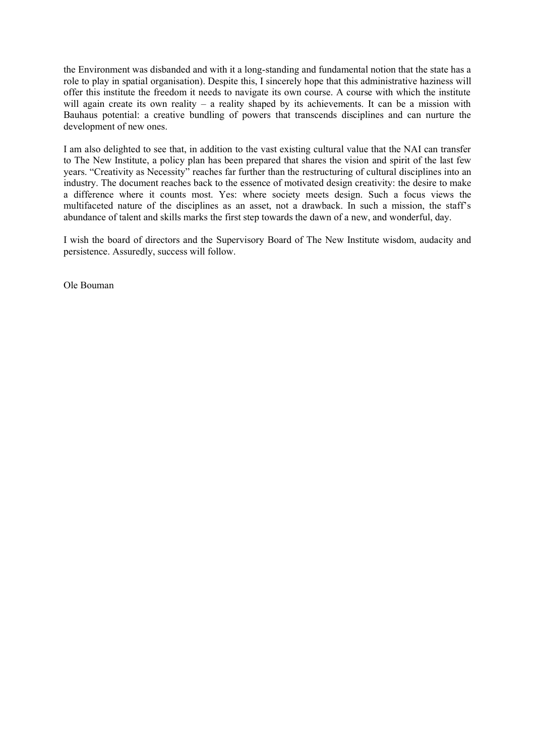the Environment was disbanded and with it a long-standing and fundamental notion that the state has a role to play in spatial organisation). Despite this, I sincerely hope that this administrative haziness will offer this institute the freedom it needs to navigate its own course. A course with which the institute will again create its own reality – a reality shaped by its achievements. It can be a mission with Bauhaus potential: a creative bundling of powers that transcends disciplines and can nurture the development of new ones.

I am also delighted to see that, in addition to the vast existing cultural value that the NAI can transfer to The New Institute, a policy plan has been prepared that shares the vision and spirit of the last few years. "Creativity as Necessity" reaches far further than the restructuring of cultural disciplines into an industry. The document reaches back to the essence of motivated design creativity: the desire to make a difference where it counts most. Yes: where society meets design. Such a focus views the multifaceted nature of the disciplines as an asset, not a drawback. In such a mission, the staff's abundance of talent and skills marks the first step towards the dawn of a new, and wonderful, day.

I wish the board of directors and the Supervisory Board of The New Institute wisdom, audacity and persistence. Assuredly, success will follow.

Ole Bouman